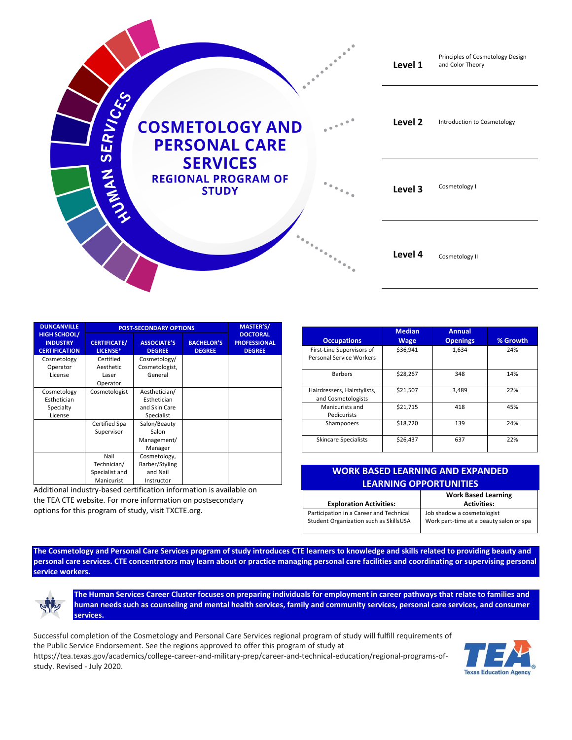# COSMETOLOGY AND PERSONAL CARE SERVICES

## REGIONAL PROGRAM OF STUDY

HUMAN SERVICES

| Level | Course |
|---|---|
| Level 1 | Principles of Cosmetology Design and Color Theory |
| Level 2 | Introduction to Cosmetology |
| Level 3 | Cosmetology I |
| Level 4 | Cosmetology II |

| DUNCANVILLE HIGH SCHOOL/ INDUSTRY CERTIFICATION | POST-SECONDARY OPTIONS | | | MASTER'S/ DOCTORAL PROFESSIONAL DEGREE |
|---|---|---|---|---|
| | CERTIFICATE/ LICENSE* | ASSOCIATE'S DEGREE | BACHELOR'S DEGREE | |
| Cosmetology Operator License | Certified Aesthetic Laser Operator | Cosmetology/ Cosmetologist, General | | |
| Cosmetology Esthetician Specialty License | Cosmetologist | Aesthetician/ Esthetician and Skin Care Specialist | | |
| | Certified Spa Supervisor | Salon/Beauty Salon Management/ Manager | | |
| | Nail Technician/ Specialist and Manicurist | Cosmetology, Barber/Styling and Nail Instructor | | |

Additional industry-based certification information is available on the TEA CTE website. For more information on postsecondary options for this program of study, visit TXCTE.org.

| Occupations | Median Wage | Annual Openings | % Growth |
|---|---|---|---|
| First-Line Supervisors of Personal Service Workers | $36,941 | 1,634 | 24% |
| Barbers | $28,267 | 348 | 14% |
| Hairdressers, Hairstylists, and Cosmetologists | $21,507 | 3,489 | 22% |
| Manicurists and Pedicurists | $21,715 | 418 | 45% |
| Shampooers | $18,720 | 139 | 24% |
| Skincare Specialists | $26,437 | 637 | 22% |

## WORK BASED LEARNING AND EXPANDED LEARNING OPPORTUNITIES

| Exploration Activities: | Work Based Learning Activities: |
|---|---|
| Participation in a Career and Technical Student Organization such as SkillsUSA | Job shadow a cosmetologist<br>Work part-time at a beauty salon or spa |

**The Cosmetology and Personal Care Services program of study introduces CTE learners to knowledge and skills related to providing beauty and personal care services. CTE concentrators may learn about or practice managing personal care facilities and coordinating or supervising personal service workers.**

**The Human Services Career Cluster focuses on preparing individuals for employment in career pathways that relate to families and human needs such as counseling and mental health services, family and community services, personal care services, and consumer services.**

Successful completion of the Cosmetology and Personal Care Services regional program of study will fulfill requirements of the Public Service Endorsement. See the regions approved to offer this program of study at https://tea.texas.gov/academics/college-career-and-military-prep/career-and-technical-education/regional-programs-of-study. Revised - July 2020.

TEA Texas Education Agency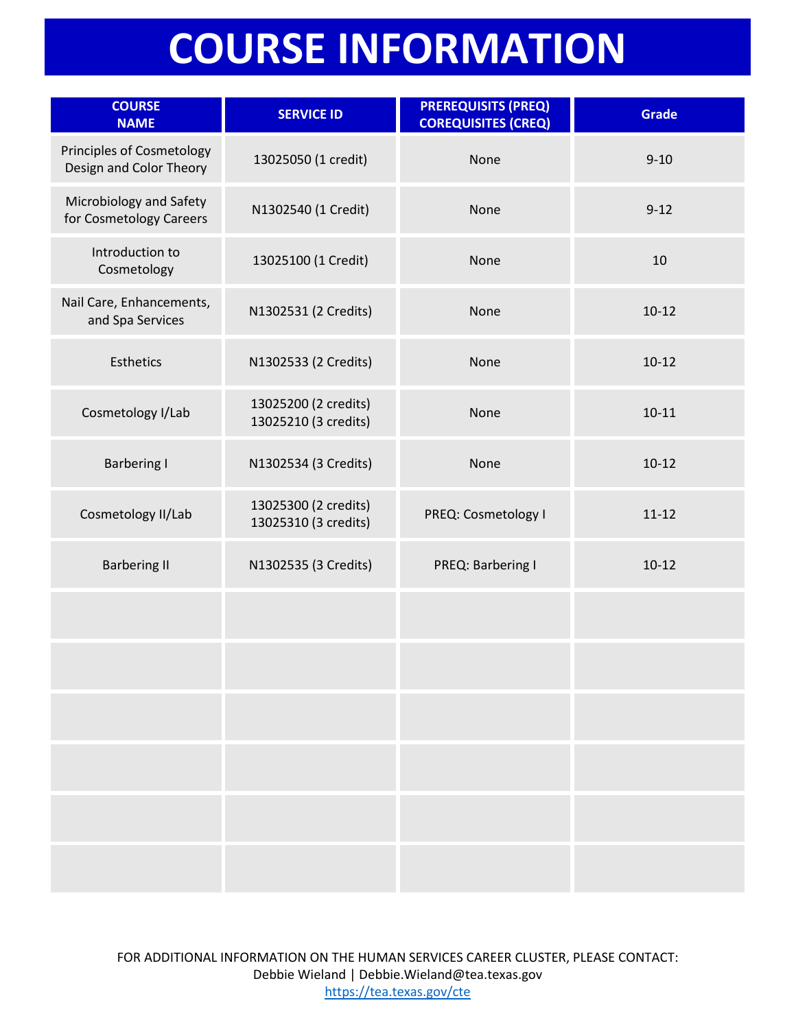# COURSE INFORMATION

| COURSE NAME | SERVICE ID | PREREQUISITS (PREQ) COREQUISITES (CREQ) | Grade |
|---|---|---|---|
| Principles of Cosmetology Design and Color Theory | 13025050 (1 credit) | None | 9-10 |
| Microbiology and Safety for Cosmetology Careers | N1302540 (1 Credit) | None | 9-12 |
| Introduction to Cosmetology | 13025100 (1 Credit) | None | 10 |
| Nail Care, Enhancements, and Spa Services | N1302531 (2 Credits) | None | 10-12 |
| Esthetics | N1302533 (2 Credits) | None | 10-12 |
| Cosmetology I/Lab | 13025200 (2 credits) 13025210 (3 credits) | None | 10-11 |
| Barbering I | N1302534 (3 Credits) | None | 10-12 |
| Cosmetology II/Lab | 13025300 (2 credits) 13025310 (3 credits) | PREQ: Cosmetology I | 11-12 |
| Barbering II | N1302535 (3 Credits) | PREQ: Barbering I | 10-12 |
| | | | |
| | | | |
| | | | |
| | | | |
| | | | |
| | | | |

FOR ADDITIONAL INFORMATION ON THE HUMAN SERVICES CAREER CLUSTER, PLEASE CONTACT:
Debbie Wieland | Debbie.Wieland@tea.texas.gov
https://tea.texas.gov/cte